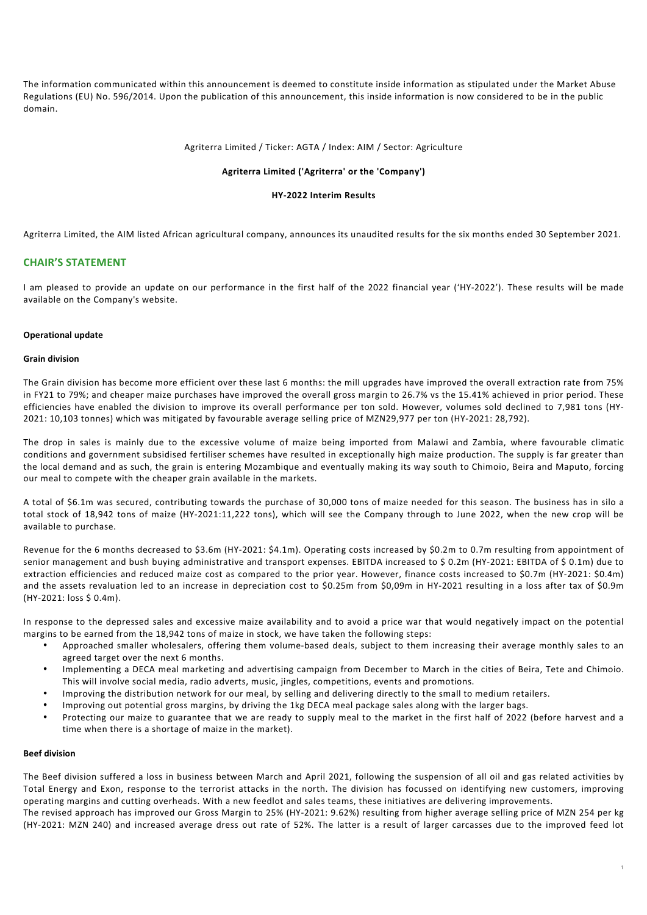The information communicated within this announcement is deemed to constitute inside information as stipulated under the Market Abuse Regulations (EU) No. 596/2014. Upon the publication of this announcement, this inside information is now considered to be in the public domain.

Agriterra Limited / Ticker: AGTA / Index: AIM / Sector: Agriculture

**Agriterra Limited ('Agriterra' or the 'Company')**

**HY-2022 Interim Results**

Agriterra Limited, the AIM listed African agricultural company, announces its unaudited results for the six months ended 30 September 2021.

## CHAIR'S STATEMENT

I am pleased to provide an update on our performance in the first half of the 2022 financial year ('HY-2022'). These results will be made available on the Company's website.

**Operational update**

**Grain division**

The Grain division has become more efficient over these last 6 months: the mill upgrades have improved the overall extraction rate from 75% in FY21 to 79%; and cheaper maize purchases have improved the overall gross margin to 26.7% vs the 15.41% achieved in prior period. These efficiencies have enabled the division to improve its overall performance per ton sold. However, volumes sold declined to 7,981 tons (HY-2021: 10,103 tonnes) which was mitigated by favourable average selling price of MZN29,977 per ton (HY-2021: 28,792).

The drop in sales is mainly due to the excessive volume of maize being imported from Malawi and Zambia, where favourable climatic conditions and government subsidised fertiliser schemes have resulted in exceptionally high maize production. The supply is far greater than the local demand and as such, the grain is entering Mozambique and eventually making its way south to Chimoio, Beira and Maputo, forcing our meal to compete with the cheaper grain available in the markets.

A total of $6.1m was secured, contributing towards the purchase of 30,000 tons of maize needed for this season. The business has in silo a total stock of 18,942 tons of maize (HY-2021:11,222 tons), which will see the Company through to June 2022, when the new crop will be available to purchase.

Revenue for the 6 months decreased to $3.6m (HY-2021: $4.1m). Operating costs increased by $0.2m to 0.7m resulting from appointment of senior management and bush buying administrative and transport expenses. EBITDA increased to $ 0.2m (HY-2021: EBITDA of $ 0.1m) due to extraction efficiencies and reduced maize cost as compared to the prior year. However, finance costs increased to $0.7m (HY-2021: $0.4m) and the assets revaluation led to an increase in depreciation cost to $0.25m from $0,09m in HY-2021 resulting in a loss after tax of $0.9m (HY-2021: loss $ 0.4m).

In response to the depressed sales and excessive maize availability and to avoid a price war that would negatively impact on the potential margins to be earned from the 18,942 tons of maize in stock, we have taken the following steps:

- Approached smaller wholesalers, offering them volume-based deals, subject to them increasing their average monthly sales to an agreed target over the next 6 months.
- Implementing a DECA meal marketing and advertising campaign from December to March in the cities of Beira, Tete and Chimoio. This will involve social media, radio adverts, music, jingles, competitions, events and promotions.
- Improving the distribution network for our meal, by selling and delivering directly to the small to medium retailers.
- Improving out potential gross margins, by driving the 1kg DECA meal package sales along with the larger bags.
- Protecting our maize to guarantee that we are ready to supply meal to the market in the first half of 2022 (before harvest and a time when there is a shortage of maize in the market).

**Beef division**

The Beef division suffered a loss in business between March and April 2021, following the suspension of all oil and gas related activities by Total Energy and Exon, response to the terrorist attacks in the north. The division has focussed on identifying new customers, improving operating margins and cutting overheads. With a new feedlot and sales teams, these initiatives are delivering improvements.

The revised approach has improved our Gross Margin to 25% (HY-2021: 9.62%) resulting from higher average selling price of MZN 254 per kg (HY-2021: MZN 240) and increased average dress out rate of 52%. The latter is a result of larger carcasses due to the improved feed lot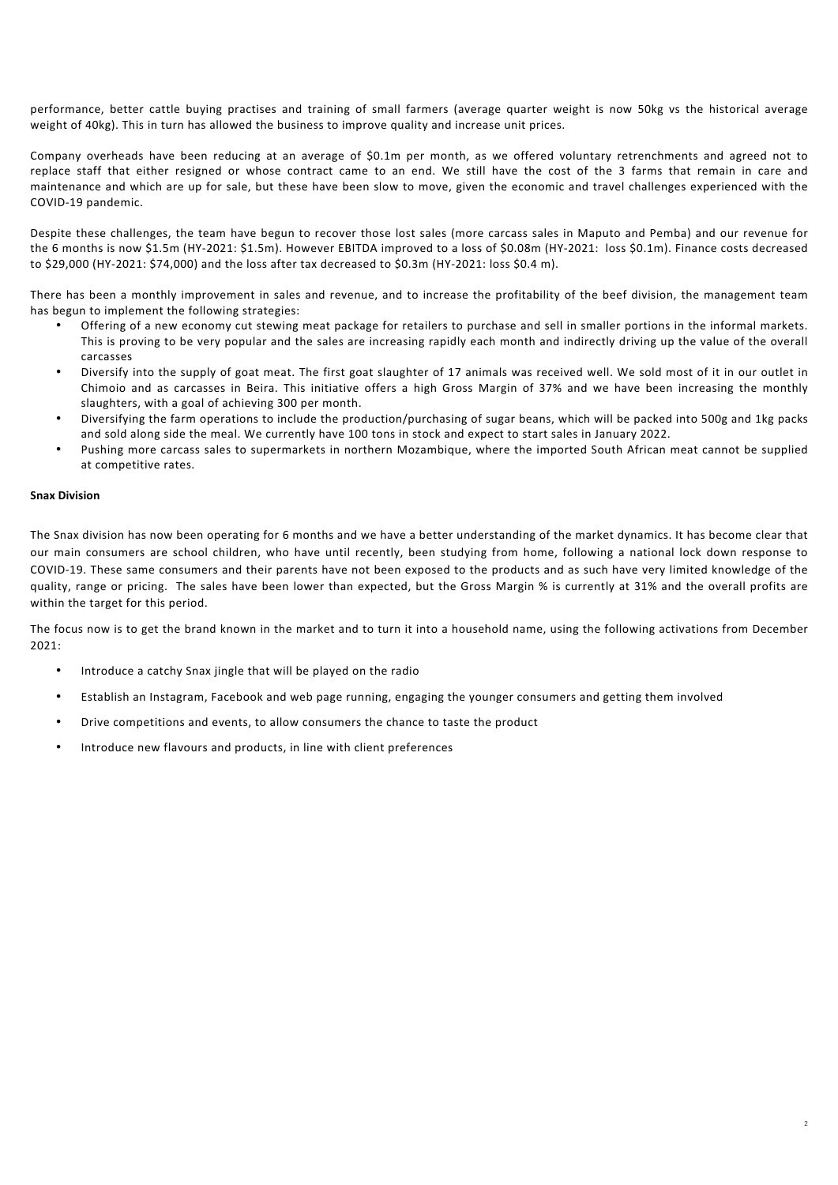performance, better cattle buying practises and training of small farmers (average quarter weight is now 50kg vs the historical average weight of 40kg). This in turn has allowed the business to improve quality and increase unit prices.

Company overheads have been reducing at an average of $0.1m per month, as we offered voluntary retrenchments and agreed not to replace staff that either resigned or whose contract came to an end. We still have the cost of the 3 farms that remain in care and maintenance and which are up for sale, but these have been slow to move, given the economic and travel challenges experienced with the COVID-19 pandemic.

Despite these challenges, the team have begun to recover those lost sales (more carcass sales in Maputo and Pemba) and our revenue for the 6 months is now $1.5m (HY-2021: $1.5m). However EBITDA improved to a loss of $0.08m (HY-2021: loss $0.1m). Finance costs decreased to $29,000 (HY-2021: $74,000) and the loss after tax decreased to $0.3m (HY-2021: loss $0.4 m).

There has been a monthly improvement in sales and revenue, and to increase the profitability of the beef division, the management team has begun to implement the following strategies:

- Offering of a new economy cut stewing meat package for retailers to purchase and sell in smaller portions in the informal markets. This is proving to be very popular and the sales are increasing rapidly each month and indirectly driving up the value of the overall carcasses
- Diversify into the supply of goat meat. The first goat slaughter of 17 animals was received well. We sold most of it in our outlet in Chimoio and as carcasses in Beira. This initiative offers a high Gross Margin of 37% and we have been increasing the monthly slaughters, with a goal of achieving 300 per month.
- Diversifying the farm operations to include the production/purchasing of sugar beans, which will be packed into 500g and 1kg packs and sold along side the meal. We currently have 100 tons in stock and expect to start sales in January 2022.
- Pushing more carcass sales to supermarkets in northern Mozambique, where the imported South African meat cannot be supplied at competitive rates.

**Snax Division**

The Snax division has now been operating for 6 months and we have a better understanding of the market dynamics. It has become clear that our main consumers are school children, who have until recently, been studying from home, following a national lock down response to COVID-19. These same consumers and their parents have not been exposed to the products and as such have very limited knowledge of the quality, range or pricing. The sales have been lower than expected, but the Gross Margin % is currently at 31% and the overall profits are within the target for this period.

The focus now is to get the brand known in the market and to turn it into a household name, using the following activations from December 2021:

- Introduce a catchy Snax jingle that will be played on the radio
- Establish an Instagram, Facebook and web page running, engaging the younger consumers and getting them involved
- Drive competitions and events, to allow consumers the chance to taste the product
- Introduce new flavours and products, in line with client preferences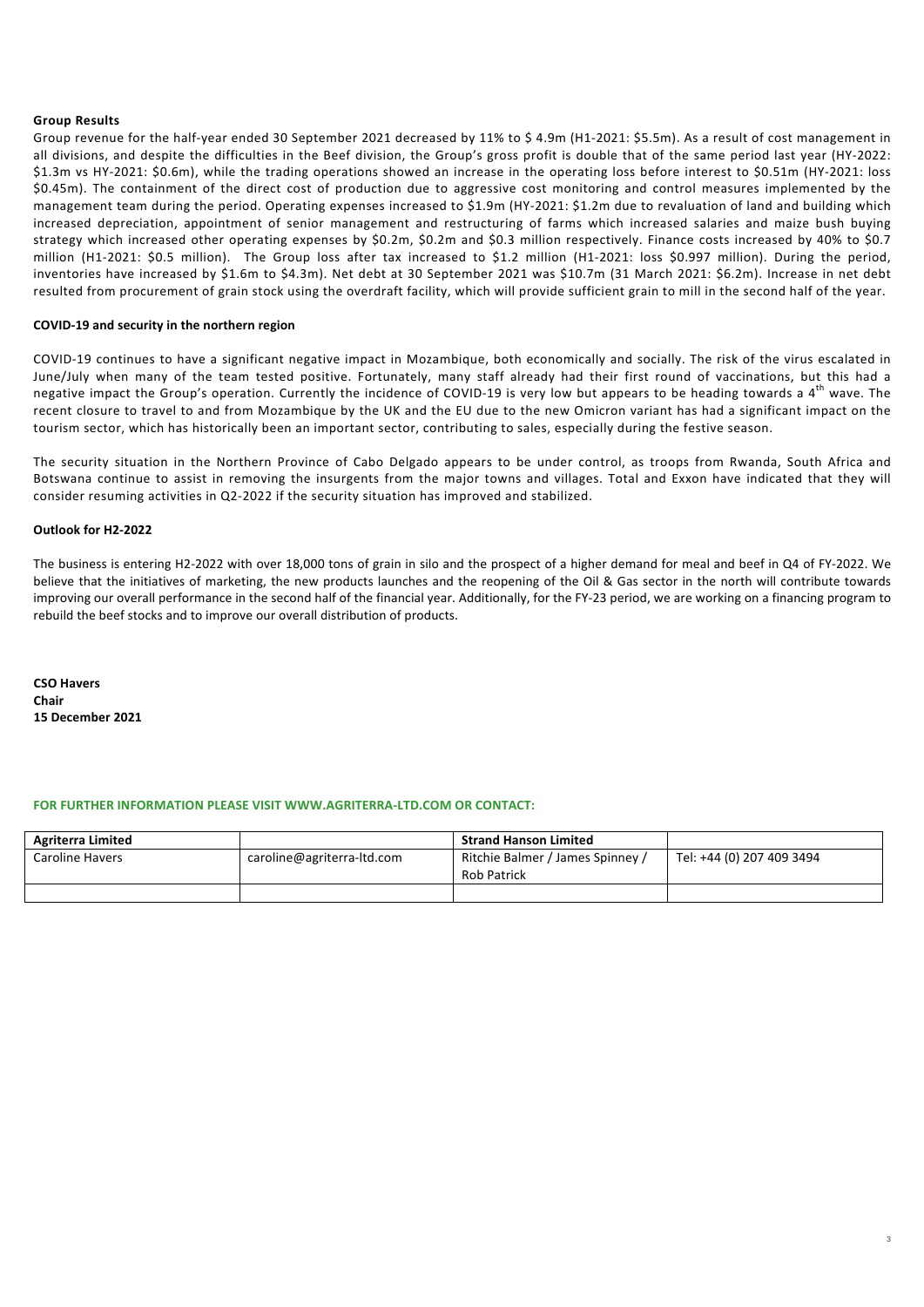**Group Results**

Group revenue for the half-year ended 30 September 2021 decreased by 11% to $ 4.9m (H1-2021: $5.5m). As a result of cost management in all divisions, and despite the difficulties in the Beef division, the Group's gross profit is double that of the same period last year (HY-2022: $1.3m vs HY-2021: $0.6m), while the trading operations showed an increase in the operating loss before interest to $0.51m (HY-2021: loss $0.45m). The containment of the direct cost of production due to aggressive cost monitoring and control measures implemented by the management team during the period. Operating expenses increased to $1.9m (HY-2021: $1.2m due to revaluation of land and building which increased depreciation, appointment of senior management and restructuring of farms which increased salaries and maize bush buying strategy which increased other operating expenses by $0.2m, $0.2m and $0.3 million respectively. Finance costs increased by 40% to $0.7 million (H1-2021: $0.5 million). The Group loss after tax increased to $1.2 million (H1-2021: loss $0.997 million). During the period, inventories have increased by $1.6m to $4.3m). Net debt at 30 September 2021 was $10.7m (31 March 2021: $6.2m). Increase in net debt resulted from procurement of grain stock using the overdraft facility, which will provide sufficient grain to mill in the second half of the year.

**COVID-19 and security in the northern region**

COVID-19 continues to have a significant negative impact in Mozambique, both economically and socially. The risk of the virus escalated in June/July when many of the team tested positive. Fortunately, many staff already had their first round of vaccinations, but this had a negative impact the Group's operation. Currently the incidence of COVID-19 is very low but appears to be heading towards a 4th wave. The recent closure to travel to and from Mozambique by the UK and the EU due to the new Omicron variant has had a significant impact on the tourism sector, which has historically been an important sector, contributing to sales, especially during the festive season.

The security situation in the Northern Province of Cabo Delgado appears to be under control, as troops from Rwanda, South Africa and Botswana continue to assist in removing the insurgents from the major towns and villages. Total and Exxon have indicated that they will consider resuming activities in Q2-2022 if the security situation has improved and stabilized.

**Outlook for H2-2022**

The business is entering H2-2022 with over 18,000 tons of grain in silo and the prospect of a higher demand for meal and beef in Q4 of FY-2022. We believe that the initiatives of marketing, the new products launches and the reopening of the Oil & Gas sector in the north will contribute towards improving our overall performance in the second half of the financial year. Additionally, for the FY-23 period, we are working on a financing program to rebuild the beef stocks and to improve our overall distribution of products.

**CSO Havers**
**Chair**
**15 December 2021**

**FOR FURTHER INFORMATION PLEASE VISIT WWW.AGRITERRA-LTD.COM OR CONTACT:**

| **Agriterra Limited** | | **Strand Hanson Limited** | |
|---|---|---|---|
| Caroline Havers | caroline@agriterra-ltd.com | Ritchie Balmer / James Spinney / Rob Patrick | Tel: +44 (0) 207 409 3494 |
| | | | |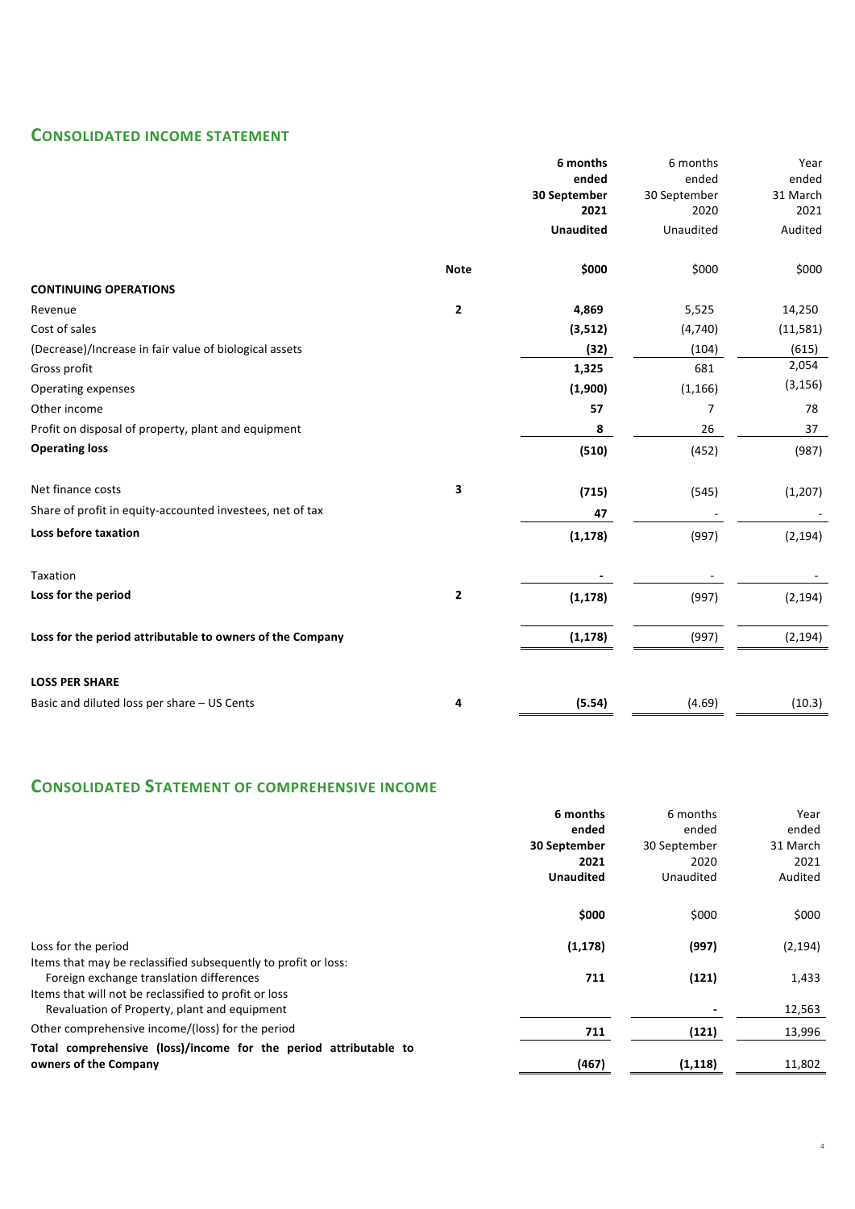## CONSOLIDATED INCOME STATEMENT

| | Note | 6 months ended 30 September 2021 Unaudited | 6 months ended 30 September 2020 Unaudited | Year ended 31 March 2021 Audited |
|---|---|---|---|---|
| | | **$000** | $000 | $000 |
| **CONTINUING OPERATIONS** | | | | |
| Revenue | **2** | **4,869** | 5,525 | 14,250 |
| Cost of sales | | **(3,512)** | (4,740) | (11,581) |
| (Decrease)/Increase in fair value of biological assets | | **(32)** | (104) | (615) |
| Gross profit | | **1,325** | 681 | 2,054 |
| Operating expenses | | **(1,900)** | (1,166) | (3,156) |
| Other income | | **57** | 7 | 78 |
| Profit on disposal of property, plant and equipment | | **8** | 26 | 37 |
| **Operating loss** | | **(510)** | (452) | (987) |
| Net finance costs | **3** | **(715)** | (545) | (1,207) |
| Share of profit in equity-accounted investees, net of tax | | **47** | - | - |
| **Loss before taxation** | | **(1,178)** | (997) | (2,194) |
| Taxation | | **-** | - | - |
| **Loss for the period** | **2** | **(1,178)** | (997) | (2,194) |
| **Loss for the period attributable to owners of the Company** | | **(1,178)** | (997) | (2,194) |
| **LOSS PER SHARE** | | | | |
| Basic and diluted loss per share – US Cents | **4** | **(5.54)** | (4.69) | (10.3) |

## CONSOLIDATED STATEMENT OF COMPREHENSIVE INCOME

| | 6 months ended 30 September 2021 Unaudited | 6 months ended 30 September 2020 Unaudited | Year ended 31 March 2021 Audited |
|---|---|---|---|
| | **$000** | $000 | $000 |
| Loss for the period | **(1,178)** | **(997)** | (2,194) |
| Items that may be reclassified subsequently to profit or loss: | | | |
| Foreign exchange translation differences | **711** | **(121)** | 1,433 |
| Items that will not be reclassified to profit or loss | | | |
| Revaluation of Property, plant and equipment | | **-** | 12,563 |
| Other comprehensive income/(loss) for the period | **711** | **(121)** | 13,996 |
| **Total comprehensive (loss)/income for the period attributable to owners of the Company** | **(467)** | **(1,118)** | 11,802 |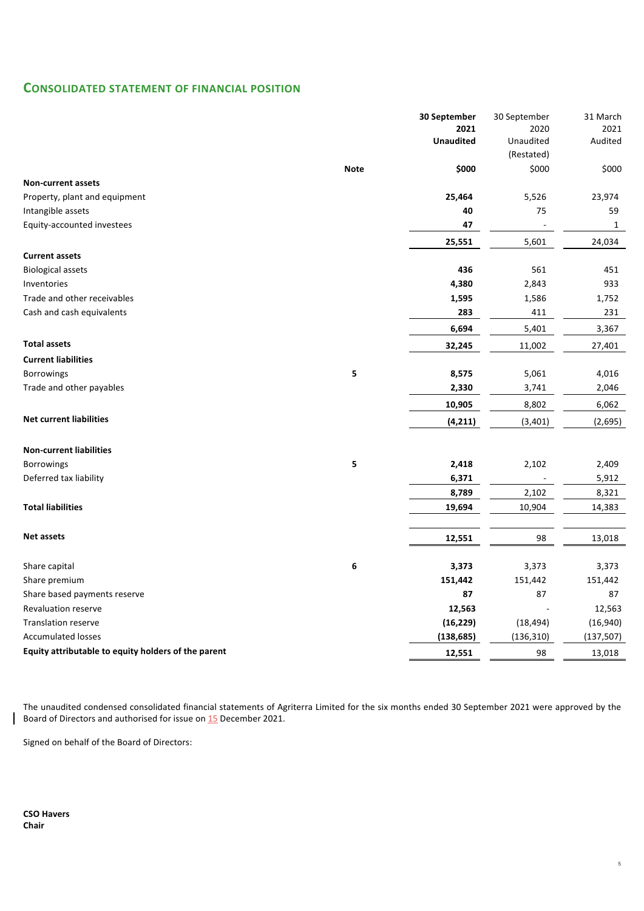## CONSOLIDATED STATEMENT OF FINANCIAL POSITION

| | Note | 30 September 2021 Unaudited | 30 September 2020 Unaudited (Restated) | 31 March 2021 Audited |
|---|---|---|---|---|
| | | **$000** | $000 | $000 |
| **Non-current assets** | | | | |
| Property, plant and equipment | | **25,464** | 5,526 | 23,974 |
| Intangible assets | | **40** | 75 | 59 |
| Equity-accounted investees | | **47** | - | 1 |
| | | **25,551** | 5,601 | 24,034 |
| **Current assets** | | | | |
| Biological assets | | **436** | 561 | 451 |
| Inventories | | **4,380** | 2,843 | 933 |
| Trade and other receivables | | **1,595** | 1,586 | 1,752 |
| Cash and cash equivalents | | **283** | 411 | 231 |
| | | **6,694** | 5,401 | 3,367 |
| **Total assets** | | **32,245** | 11,002 | 27,401 |
| **Current liabilities** | | | | |
| Borrowings | 5 | **8,575** | 5,061 | 4,016 |
| Trade and other payables | | **2,330** | 3,741 | 2,046 |
| | | **10,905** | 8,802 | 6,062 |
| **Net current liabilities** | | **(4,211)** | (3,401) | (2,695) |
| **Non-current liabilities** | | | | |
| Borrowings | 5 | **2,418** | 2,102 | 2,409 |
| Deferred tax liability | | **6,371** | - | 5,912 |
| | | **8,789** | 2,102 | 8,321 |
| **Total liabilities** | | **19,694** | 10,904 | 14,383 |
| **Net assets** | | **12,551** | 98 | 13,018 |
| Share capital | 6 | **3,373** | 3,373 | 3,373 |
| Share premium | | **151,442** | 151,442 | 151,442 |
| Share based payments reserve | | **87** | 87 | 87 |
| Revaluation reserve | | **12,563** | - | 12,563 |
| Translation reserve | | **(16,229)** | (18,494) | (16,940) |
| Accumulated losses | | **(138,685)** | (136,310) | (137,507) |
| **Equity attributable to equity holders of the parent** | | **12,551** | 98 | 13,018 |

The unaudited condensed consolidated financial statements of Agriterra Limited for the six months ended 30 September 2021 were approved by the Board of Directors and authorised for issue on 15 December 2021.

Signed on behalf of the Board of Directors:

**CSO Havers**
**Chair**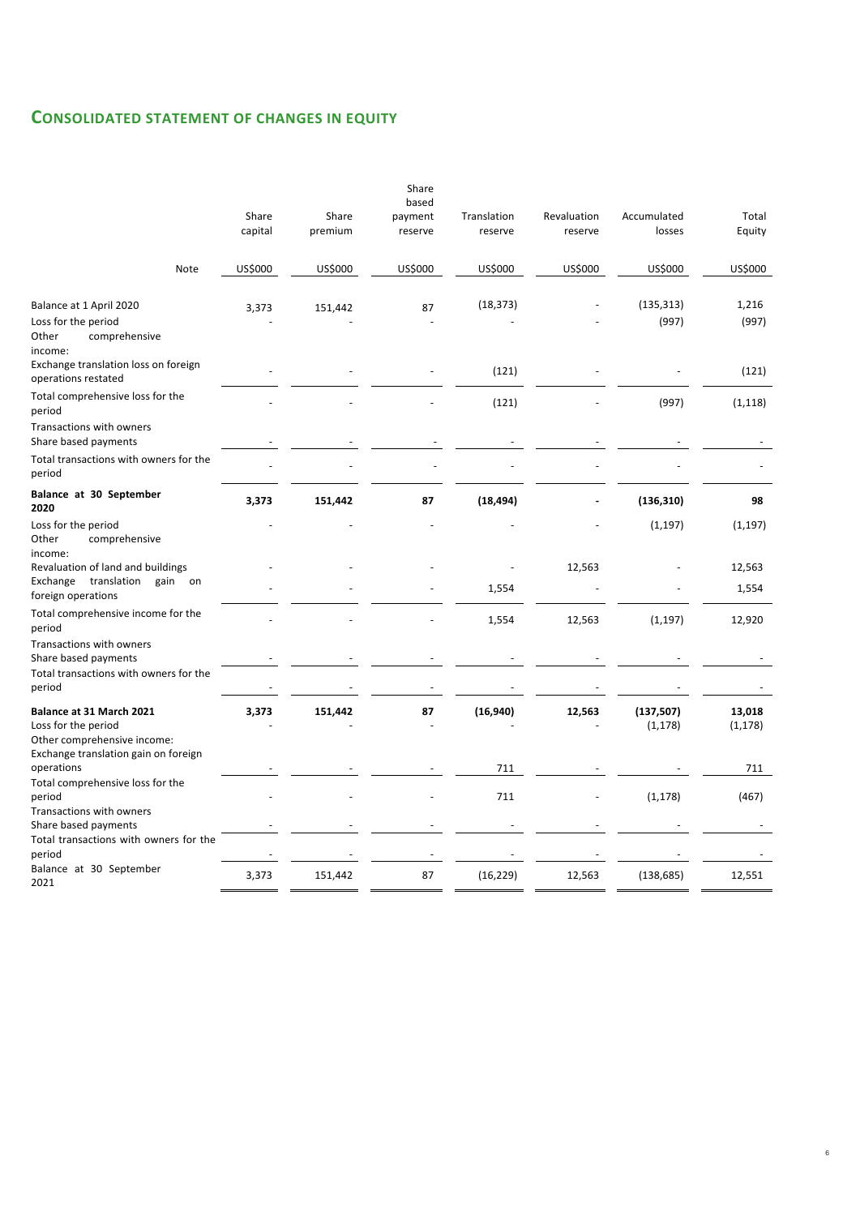## **CONSOLIDATED STATEMENT OF CHANGES IN EQUITY**

| | Share capital | Share premium | Share based payment reserve | Translation reserve | Revaluation reserve | Accumulated losses | Total Equity |
|---|---|---|---|---|---|---|---|
| Note | US$000 | US$000 | US$000 | US$000 | US$000 | US$000 | US$000 |
| Balance at 1 April 2020 | 3,373 | 151,442 | 87 | (18,373) | - | (135,313) | 1,216 |
| Loss for the period | - | - | - | - | - | (997) | (997) |
| Other comprehensive income: | | | | | | | |
| Exchange translation loss on foreign operations restated | - | - | - | (121) | - | - | (121) |
| Total comprehensive loss for the period | - | - | - | (121) | - | (997) | (1,118) |
| Transactions with owners | | | | | | | |
| Share based payments | - | - | - | - | - | - | - |
| Total transactions with owners for the period | - | - | - | - | - | - | - |
| **Balance at 30 September 2020** | **3,373** | **151,442** | **87** | **(18,494)** | **-** | **(136,310)** | **98** |
| Loss for the period | - | - | - | - | - | (1,197) | (1,197) |
| Other comprehensive income: | | | | | | | |
| Revaluation of land and buildings | - | - | - | - | 12,563 | - | 12,563 |
| Exchange translation gain on foreign operations | - | - | - | 1,554 | - | - | 1,554 |
| Total comprehensive income for the period | - | - | - | 1,554 | 12,563 | (1,197) | 12,920 |
| Transactions with owners | | | | | | | |
| Share based payments | - | - | - | - | - | - | - |
| Total transactions with owners for the period | - | - | - | - | - | - | - |
| **Balance at 31 March 2021** | **3,373** | **151,442** | **87** | **(16,940)** | **12,563** | **(137,507)** | **13,018** |
| Loss for the period | - | - | - | - | - | (1,178) | (1,178) |
| Other comprehensive income: | | | | | | | |
| Exchange translation gain on foreign operations | - | - | - | 711 | - | - | 711 |
| Total comprehensive loss for the period | - | - | - | 711 | - | (1,178) | (467) |
| Transactions with owners | | | | | | | |
| Share based payments | - | - | - | - | - | - | - |
| Total transactions with owners for the period | - | - | - | - | - | - | - |
| Balance at 30 September 2021 | 3,373 | 151,442 | 87 | (16,229) | 12,563 | (138,685) | 12,551 |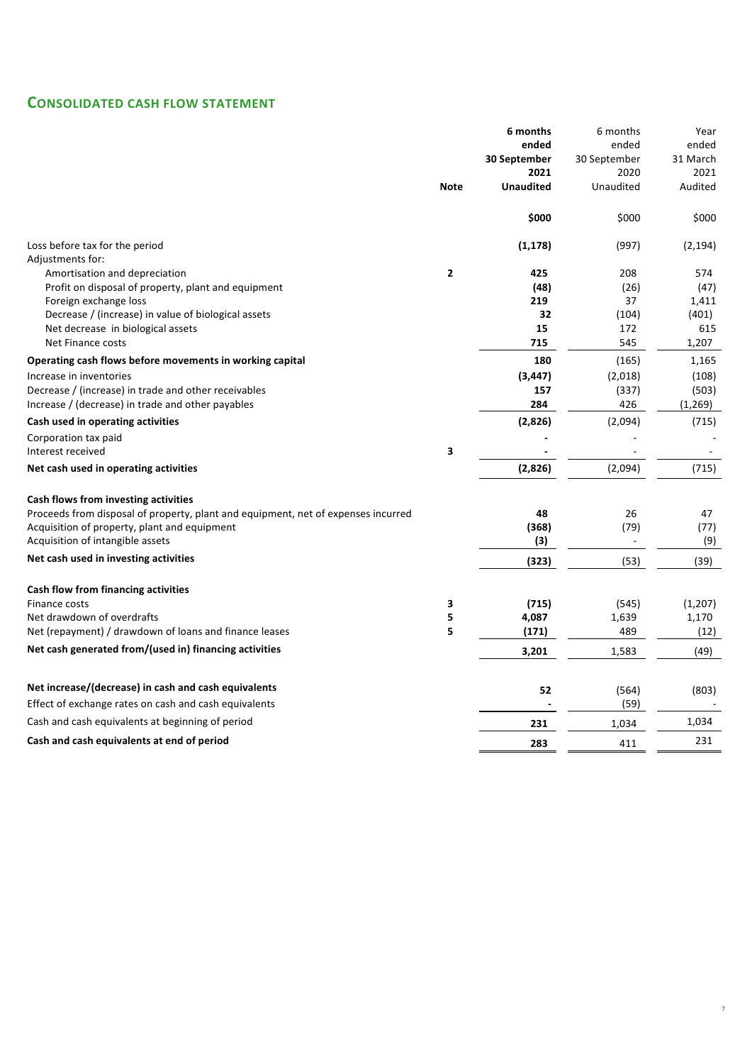## CONSOLIDATED CASH FLOW STATEMENT

| | Note | **6 months ended 30 September 2021 Unaudited** | 6 months ended 30 September 2020 Unaudited | Year ended 31 March 2021 Audited |
|---|---|---|---|---|
| | | **\$000** | \$000 | \$000 |
| Loss before tax for the period | | **(1,178)** | (997) | (2,194) |
| Adjustments for: | | | | |
| Amortisation and depreciation | **2** | **425** | 208 | 574 |
| Profit on disposal of property, plant and equipment | | **(48)** | (26) | (47) |
| Foreign exchange loss | | **219** | 37 | 1,411 |
| Decrease / (increase) in value of biological assets | | **32** | (104) | (401) |
| Net decrease in biological assets | | **15** | 172 | 615 |
| Net Finance costs | | **715** | 545 | 1,207 |
| **Operating cash flows before movements in working capital** | | **180** | (165) | 1,165 |
| Increase in inventories | | **(3,447)** | (2,018) | (108) |
| Decrease / (increase) in trade and other receivables | | **157** | (337) | (503) |
| Increase / (decrease) in trade and other payables | | **284** | 426 | (1,269) |
| **Cash used in operating activities** | | **(2,826)** | (2,094) | (715) |
| Corporation tax paid | | **-** | - | - |
| Interest received | **3** | **-** | - | - |
| **Net cash used in operating activities** | | **(2,826)** | (2,094) | (715) |
| | | | | |
| **Cash flows from investing activities** | | | | |
| Proceeds from disposal of property, plant and equipment, net of expenses incurred | | **48** | 26 | 47 |
| Acquisition of property, plant and equipment | | **(368)** | (79) | (77) |
| Acquisition of intangible assets | | **(3)** | - | (9) |
| **Net cash used in investing activities** | | **(323)** | (53) | (39) |
| | | | | |
| **Cash flow from financing activities** | | | | |
| Finance costs | **3** | **(715)** | (545) | (1,207) |
| Net drawdown of overdrafts | **5** | **4,087** | 1,639 | 1,170 |
| Net (repayment) / drawdown of loans and finance leases | **5** | **(171)** | 489 | (12) |
| **Net cash generated from/(used in) financing activities** | | **3,201** | 1,583 | (49) |
| | | | | |
| **Net increase/(decrease) in cash and cash equivalents** | | **52** | (564) | (803) |
| Effect of exchange rates on cash and cash equivalents | | **-** | (59) | - |
| Cash and cash equivalents at beginning of period | | **231** | 1,034 | 1,034 |
| **Cash and cash equivalents at end of period** | | **283** | 411 | 231 |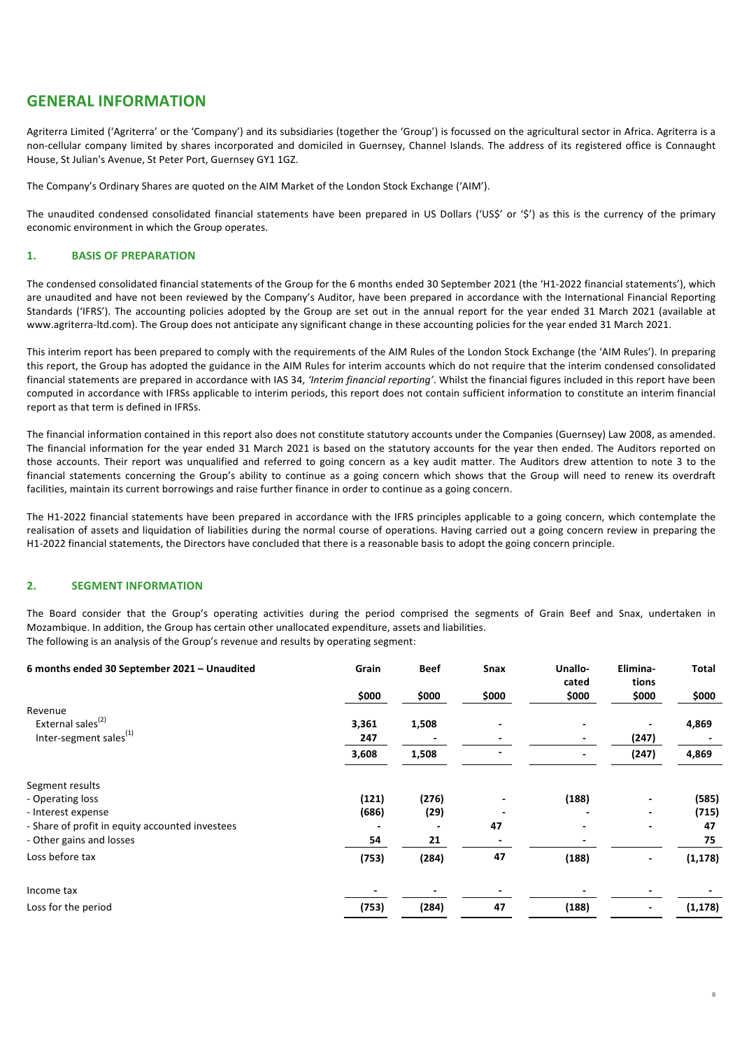# GENERAL INFORMATION

Agriterra Limited ('Agriterra' or the 'Company') and its subsidiaries (together the 'Group') is focussed on the agricultural sector in Africa. Agriterra is a non-cellular company limited by shares incorporated and domiciled in Guernsey, Channel Islands. The address of its registered office is Connaught House, St Julian's Avenue, St Peter Port, Guernsey GY1 1GZ.

The Company's Ordinary Shares are quoted on the AIM Market of the London Stock Exchange ('AIM').

The unaudited condensed consolidated financial statements have been prepared in US Dollars ('US$' or '$') as this is the currency of the primary economic environment in which the Group operates.

## 1. BASIS OF PREPARATION

The condensed consolidated financial statements of the Group for the 6 months ended 30 September 2021 (the 'H1-2022 financial statements'), which are unaudited and have not been reviewed by the Company's Auditor, have been prepared in accordance with the International Financial Reporting Standards ('IFRS'). The accounting policies adopted by the Group are set out in the annual report for the year ended 31 March 2021 (available at www.agriterra-ltd.com). The Group does not anticipate any significant change in these accounting policies for the year ended 31 March 2021.

This interim report has been prepared to comply with the requirements of the AIM Rules of the London Stock Exchange (the 'AIM Rules'). In preparing this report, the Group has adopted the guidance in the AIM Rules for interim accounts which do not require that the interim condensed consolidated financial statements are prepared in accordance with IAS 34, *'Interim financial reporting'*. Whilst the financial figures included in this report have been computed in accordance with IFRSs applicable to interim periods, this report does not contain sufficient information to constitute an interim financial report as that term is defined in IFRSs.

The financial information contained in this report also does not constitute statutory accounts under the Companies (Guernsey) Law 2008, as amended. The financial information for the year ended 31 March 2021 is based on the statutory accounts for the year then ended. The Auditors reported on those accounts. Their report was unqualified and referred to going concern as a key audit matter. The Auditors drew attention to note 3 to the financial statements concerning the Group's ability to continue as a going concern which shows that the Group will need to renew its overdraft facilities, maintain its current borrowings and raise further finance in order to continue as a going concern.

The H1-2022 financial statements have been prepared in accordance with the IFRS principles applicable to a going concern, which contemplate the realisation of assets and liquidation of liabilities during the normal course of operations. Having carried out a going concern review in preparing the H1-2022 financial statements, the Directors have concluded that there is a reasonable basis to adopt the going concern principle.

## 2. SEGMENT INFORMATION

The Board consider that the Group's operating activities during the period comprised the segments of Grain Beef and Snax, undertaken in Mozambique. In addition, the Group has certain other unallocated expenditure, assets and liabilities.
The following is an analysis of the Group's revenue and results by operating segment:

| 6 months ended 30 September 2021 – Unaudited | Grain | Beef | Snax | Unallocated | Eliminations | Total |
|---|---|---|---|---|---|---|
| | $000 | $000 | $000 | $000 | $000 | $000 |
| Revenue | | | | | | |
| External sales[2] | 3,361 | 1,508 | - | - | - | 4,869 |
| Inter-segment sales[1] | 247 | - | - | - | (247) | - |
| | 3,608 | 1,508 | - | - | (247) | 4,869 |
| Segment results | | | | | | |
| - Operating loss | (121) | (276) | - | (188) | - | (585) |
| - Interest expense | (686) | (29) | - | - | - | (715) |
| - Share of profit in equity accounted investees | - | - | 47 | - | - | 47 |
| - Other gains and losses | 54 | 21 | - | - | | 75 |
| Loss before tax | (753) | (284) | 47 | (188) | - | (1,178) |
| Income tax | - | - | - | - | - | - |
| Loss for the period | (753) | (284) | 47 | (188) | - | (1,178) |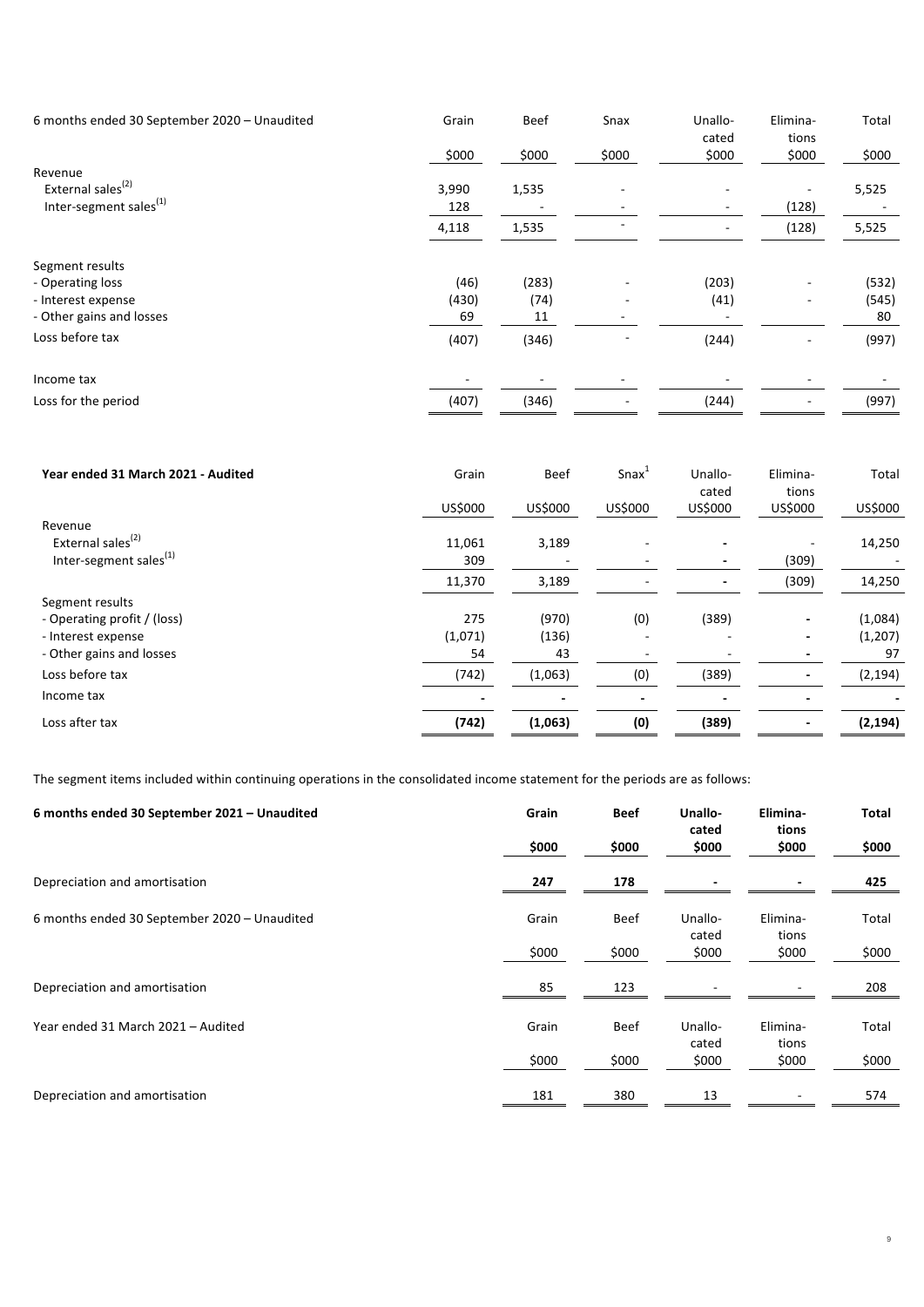| 6 months ended 30 September 2020 – Unaudited | Grain | Beef | Snax | Unallocated | Eliminations | Total |
|---|---|---|---|---|---|---|
| | $000 | $000 | $000 | $000 | $000 | $000 |
| Revenue | | | | | | |
| External sales[(2)] | 3,990 | 1,535 | - | - | - | 5,525 |
| Inter-segment sales[(1)] | 128 | - | - | - | (128) | - |
| | 4,118 | 1,535 | - | - | (128) | 5,525 |
| Segment results | | | | | | |
| - Operating loss | (46) | (283) | - | (203) | - | (532) |
| - Interest expense | (430) | (74) | - | (41) | - | (545) |
| - Other gains and losses | 69 | 11 | - | - | | 80 |
| Loss before tax | (407) | (346) | - | (244) | - | (997) |
| Income tax | - | - | - | - | - | - |
| Loss for the period | (407) | (346) | - | (244) | - | (997) |

| **Year ended 31 March 2021 - Audited** | Grain | Beef | Snax[1] | Unallocated | Eliminations | Total |
|---|---|---|---|---|---|---|
| | US$000 | US$000 | US$000 | US$000 | US$000 | US$000 |
| Revenue | | | | | | |
| External sales[(2)] | 11,061 | 3,189 | - | - | - | 14,250 |
| Inter-segment sales[(1)] | 309 | - | - | - | (309) | - |
| | 11,370 | 3,189 | - | - | (309) | 14,250 |
| Segment results | | | | | | |
| - Operating profit / (loss) | 275 | (970) | (0) | (389) | - | (1,084) |
| - Interest expense | (1,071) | (136) | - | - | - | (1,207) |
| - Other gains and losses | 54 | 43 | - | - | - | 97 |
| Loss before tax | (742) | (1,063) | (0) | (389) | - | (2,194) |
| Income tax | - | - | - | - | - | - |
| Loss after tax | **(742)** | **(1,063)** | **(0)** | **(389)** | **-** | **(2,194)** |

The segment items included within continuing operations in the consolidated income statement for the periods are as follows:

| **6 months ended 30 September 2021 – Unaudited** | **Grain** | **Beef** | **Unallocated** | **Eliminations** | **Total** |
|---|---|---|---|---|---|
| | **$000** | **$000** | **$000** | **$000** | **$000** |
| Depreciation and amortisation | **247** | **178** | **-** | **-** | **425** |

| 6 months ended 30 September 2020 – Unaudited | Grain | Beef | Unallocated | Eliminations | Total |
|---|---|---|---|---|---|
| | $000 | $000 | $000 | $000 | $000 |
| Depreciation and amortisation | 85 | 123 | - | - | 208 |

| Year ended 31 March 2021 – Audited | Grain | Beef | Unallocated | Eliminations | Total |
|---|---|---|---|---|---|
| | $000 | $000 | $000 | $000 | $000 |
| Depreciation and amortisation | 181 | 380 | 13 | - | 574 |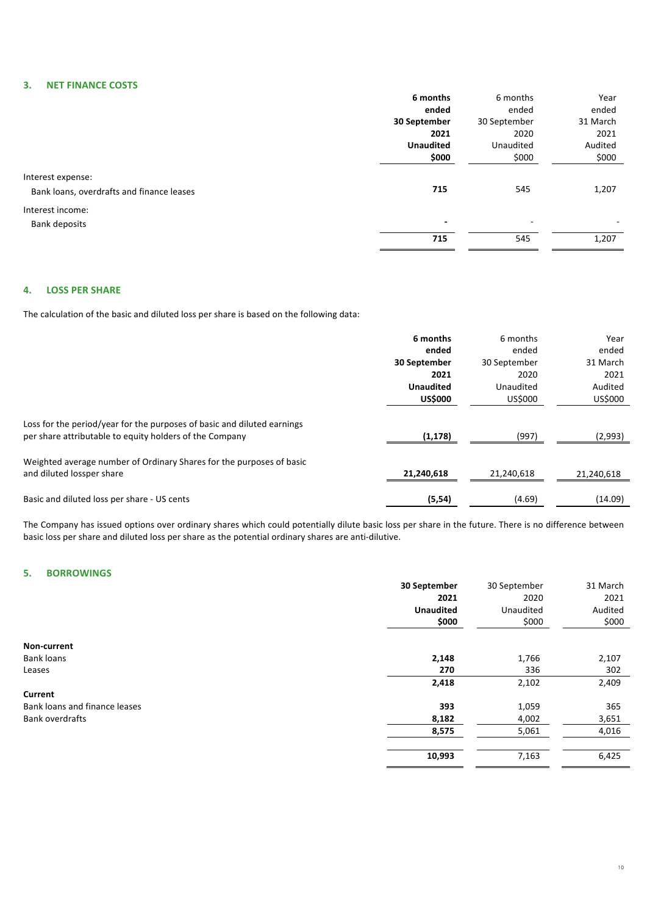## 3. NET FINANCE COSTS

| | **6 months ended 30 September 2021 Unaudited $000** | 6 months ended 30 September 2020 Unaudited $000 | Year ended 31 March 2021 Audited $000 |
|---|---|---|---|
| Interest expense: | | | |
| Bank loans, overdrafts and finance leases | **715** | 545 | 1,207 |
| Interest income: | | | |
| Bank deposits | **-** | - | - |
| | **715** | 545 | 1,207 |

## 4. LOSS PER SHARE

The calculation of the basic and diluted loss per share is based on the following data:

| | **6 months ended 30 September 2021 Unaudited US$000** | 6 months ended 30 September 2020 Unaudited US$000 | Year ended 31 March 2021 Audited US$000 |
|---|---|---|---|
| Loss for the period/year for the purposes of basic and diluted earnings per share attributable to equity holders of the Company | **(1,178)** | (997) | (2,993) |
| Weighted average number of Ordinary Shares for the purposes of basic and diluted lossper share | **21,240,618** | 21,240,618 | 21,240,618 |
| Basic and diluted loss per share - US cents | **(5,54)** | (4.69) | (14.09) |

The Company has issued options over ordinary shares which could potentially dilute basic loss per share in the future. There is no difference between basic loss per share and diluted loss per share as the potential ordinary shares are anti-dilutive.

## 5. BORROWINGS

| | **30 September 2021 Unaudited $000** | 30 September 2020 Unaudited $000 | 31 March 2021 Audited $000 |
|---|---|---|---|
| **Non-current** | | | |
| Bank loans | **2,148** | 1,766 | 2,107 |
| Leases | **270** | 336 | 302 |
| | **2,418** | 2,102 | 2,409 |
| **Current** | | | |
| Bank loans and finance leases | **393** | 1,059 | 365 |
| Bank overdrafts | **8,182** | 4,002 | 3,651 |
| | **8,575** | 5,061 | 4,016 |
| | **10,993** | 7,163 | 6,425 |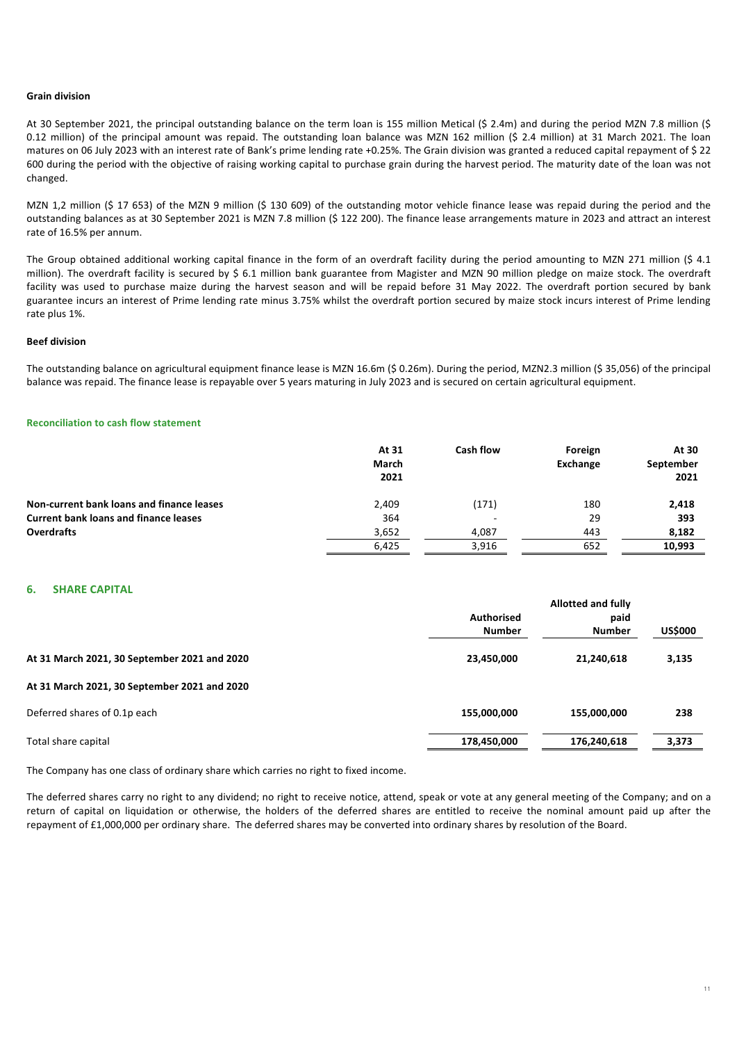**Grain division**

At 30 September 2021, the principal outstanding balance on the term loan is 155 million Metical ($ 2.4m) and during the period MZN 7.8 million ($ 0.12 million) of the principal amount was repaid. The outstanding loan balance was MZN 162 million ($ 2.4 million) at 31 March 2021. The loan matures on 06 July 2023 with an interest rate of Bank's prime lending rate +0.25%. The Grain division was granted a reduced capital repayment of $ 22 600 during the period with the objective of raising working capital to purchase grain during the harvest period. The maturity date of the loan was not changed.

MZN 1,2 million ($ 17 653) of the MZN 9 million ($ 130 609) of the outstanding motor vehicle finance lease was repaid during the period and the outstanding balances as at 30 September 2021 is MZN 7.8 million ($ 122 200). The finance lease arrangements mature in 2023 and attract an interest rate of 16.5% per annum.

The Group obtained additional working capital finance in the form of an overdraft facility during the period amounting to MZN 271 million ($ 4.1 million). The overdraft facility is secured by $ 6.1 million bank guarantee from Magister and MZN 90 million pledge on maize stock. The overdraft facility was used to purchase maize during the harvest season and will be repaid before 31 May 2022. The overdraft portion secured by bank guarantee incurs an interest of Prime lending rate minus 3.75% whilst the overdraft portion secured by maize stock incurs interest of Prime lending rate plus 1%.

**Beef division**

The outstanding balance on agricultural equipment finance lease is MZN 16.6m ($ 0.26m). During the period, MZN2.3 million ($ 35,056) of the principal balance was repaid. The finance lease is repayable over 5 years maturing in July 2023 and is secured on certain agricultural equipment.

**Reconciliation to cash flow statement**

| | At 31 March 2021 | Cash flow | Foreign Exchange | At 30 September 2021 |
|---|---|---|---|---|
| **Non-current bank loans and finance leases** | 2,409 | (171) | 180 | **2,418** |
| **Current bank loans and finance leases** | 364 | - | 29 | **393** |
| **Overdrafts** | 3,652 | 4,087 | 443 | **8,182** |
| | 6,425 | 3,916 | 652 | **10,993** |

## 6. SHARE CAPITAL

| | Authorised Number | Allotted and fully paid Number | US$000 |
|---|---|---|---|
| **At 31 March 2021, 30 September 2021 and 2020** | **23,450,000** | **21,240,618** | **3,135** |
| **At 31 March 2021, 30 September 2021 and 2020** | | | |
| Deferred shares of 0.1p each | **155,000,000** | **155,000,000** | **238** |
| Total share capital | **178,450,000** | **176,240,618** | **3,373** |

The Company has one class of ordinary share which carries no right to fixed income.

The deferred shares carry no right to any dividend; no right to receive notice, attend, speak or vote at any general meeting of the Company; and on a return of capital on liquidation or otherwise, the holders of the deferred shares are entitled to receive the nominal amount paid up after the repayment of £1,000,000 per ordinary share. The deferred shares may be converted into ordinary shares by resolution of the Board.